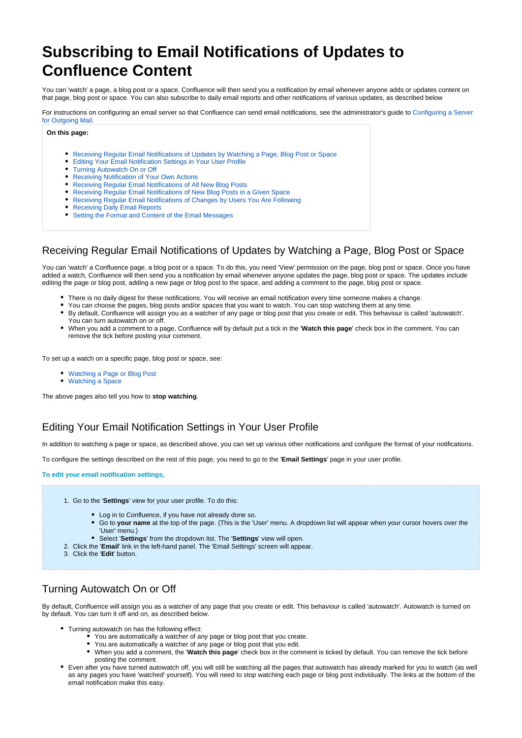# Subscribing to Email Notifications of Updates to Confluence Content

You can 'watch' a page, a blog post or a space. Confluence will then send you a notification by email whenever anyone adds or updates content on that page, blog post or space. You can also subscribe to daily email reports and other notifications of various updates, as described below

For instructions on configuring an email server so that Confluence can send email notifications, see the administrator's guide to Configuring a Server for Outgoing Mail.

**On this page:**

- Receiving Regular Email Notifications of Updates by Watching a Page, Blog Post or Space
- Editing Your Email Notification Settings in Your User Profile
- Turning Autowatch On or Off
- Receiving Notification of Your Own Actions
- Receiving Regular Email Notifications of All New Blog Posts
- Receiving Regular Email Notifications of New Blog Posts in a Given Space
- Receiving Regular Email Notifications of Changes by Users You Are Following
- Receiving Daily Email Reports
- Setting the Format and Content of the Email Messages

## Receiving Regular Email Notifications of Updates by Watching a Page, Blog Post or Space

You can 'watch' a Confluence page, a blog post or a space. To do this, you need 'View' permission on the page, blog post or space. Once you have added a watch, Confluence will then send you a notification by email whenever anyone updates the page, blog post or space. The updates include editing the page or blog post, adding a new page or blog post to the space, and adding a comment to the page, blog post or space.

- There is no daily digest for these notifications. You will receive an email notification every time someone makes a change.
- You can choose the pages, blog posts and/or spaces that you want to watch. You can stop watching them at any time.
- By default, Confluence will assign you as a watcher of any page or blog post that you create or edit. This behaviour is called 'autowatch'. You can turn autowatch on or off.
- When you add a comment to a page, Confluence will by default put a tick in the '**Watch this page**' check box in the comment. You can remove the tick before posting your comment.

To set up a watch on a specific page, blog post or space, see:

- Watching a Page or Blog Post
- Watching a Space

The above pages also tell you how to **stop watching**.

## Editing Your Email Notification Settings in Your User Profile

In addition to watching a page or space, as described above, you can set up various other notifications and configure the format of your notifications.

To configure the settings described on the rest of this page, you need to go to the '**Email Settings**' page in your user profile.

**To edit your email notification settings,**

1. Go to the '**Settings**' view for your user profile. To do this:
   - Log in to Confluence, if you have not already done so.
   - Go to **your name** at the top of the page. (This is the 'User' menu. A dropdown list will appear when your cursor hovers over the 'User' menu.)
   - Select '**Settings**' from the dropdown list. The '**Settings**' view will open.
2. Click the '**Email**' link in the left-hand panel. The 'Email Settings' screen will appear.
3. Click the '**Edit**' button.

## Turning Autowatch On or Off

By default, Confluence will assign you as a watcher of any page that you create or edit. This behaviour is called 'autowatch'. Autowatch is turned on by default. You can turn it off and on, as described below.

- Turning autowatch on has the following effect:
  - You are automatically a watcher of any page or blog post that you create.
  - You are automatically a watcher of any page or blog post that you edit.
  - When you add a comment, the '**Watch this page**' check box in the comment is ticked by default. You can remove the tick before posting the comment.
- Even after you have turned autowatch off, you will still be watching all the pages that autowatch has already marked for you to watch (as well as any pages you have 'watched' yourself). You will need to stop watching each page or blog post individually. The links at the bottom of the email notification make this easy.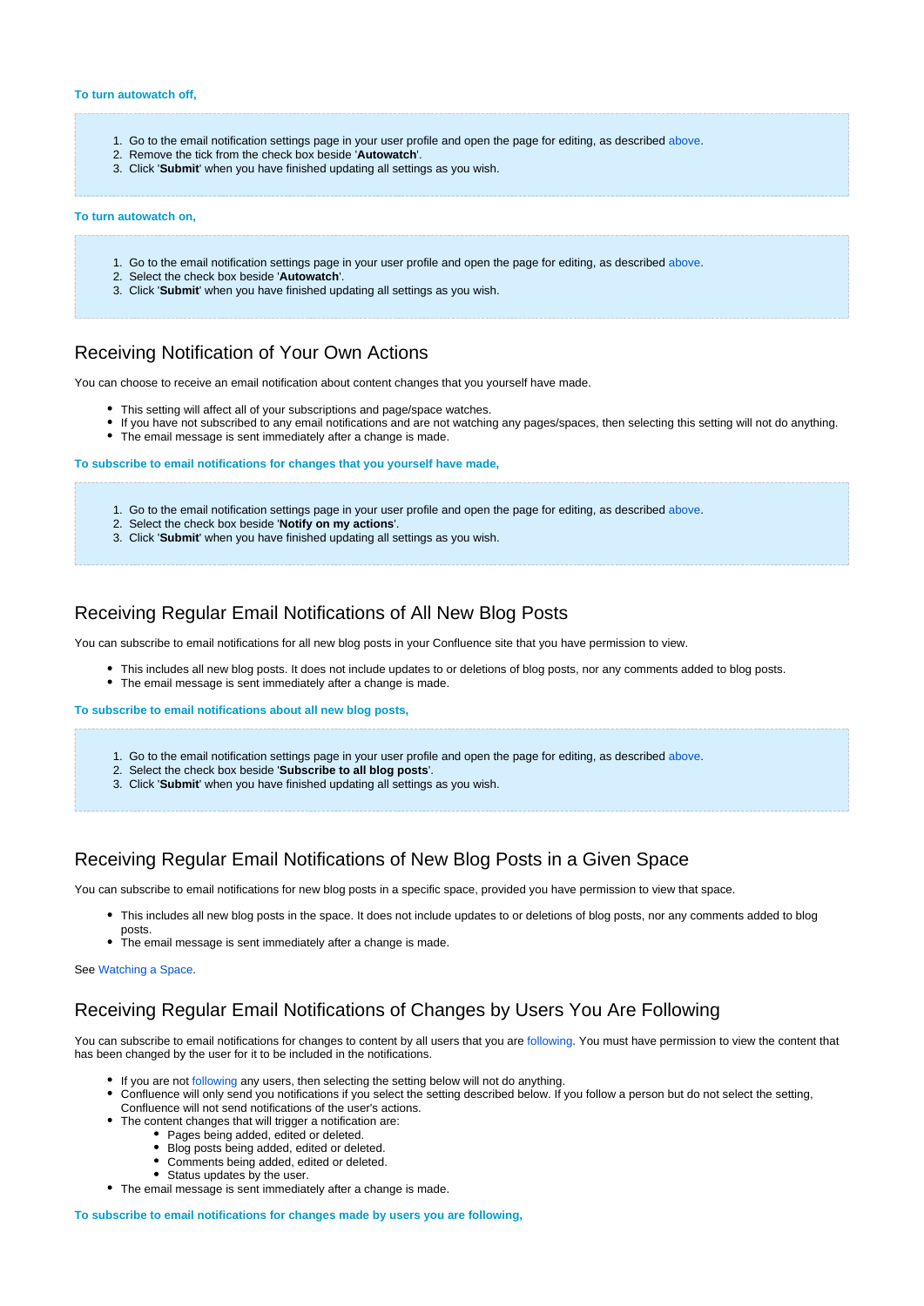**To turn autowatch off,**

1. Go to the email notification settings page in your user profile and open the page for editing, as described above.
2. Remove the tick from the check box beside '**Autowatch**'.
3. Click '**Submit**' when you have finished updating all settings as you wish.

**To turn autowatch on,**

1. Go to the email notification settings page in your user profile and open the page for editing, as described above.
2. Select the check box beside '**Autowatch**'.
3. Click '**Submit**' when you have finished updating all settings as you wish.

## Receiving Notification of Your Own Actions

You can choose to receive an email notification about content changes that you yourself have made.

- This setting will affect all of your subscriptions and page/space watches.
- If you have not subscribed to any email notifications and are not watching any pages/spaces, then selecting this setting will not do anything.
- The email message is sent immediately after a change is made.

**To subscribe to email notifications for changes that you yourself have made,**

1. Go to the email notification settings page in your user profile and open the page for editing, as described above.
2. Select the check box beside '**Notify on my actions**'.
3. Click '**Submit**' when you have finished updating all settings as you wish.

## Receiving Regular Email Notifications of All New Blog Posts

You can subscribe to email notifications for all new blog posts in your Confluence site that you have permission to view.

- This includes all new blog posts. It does not include updates to or deletions of blog posts, nor any comments added to blog posts.
- The email message is sent immediately after a change is made.

**To subscribe to email notifications about all new blog posts,**

1. Go to the email notification settings page in your user profile and open the page for editing, as described above.
2. Select the check box beside '**Subscribe to all blog posts**'.
3. Click '**Submit**' when you have finished updating all settings as you wish.

## Receiving Regular Email Notifications of New Blog Posts in a Given Space

You can subscribe to email notifications for new blog posts in a specific space, provided you have permission to view that space.

- This includes all new blog posts in the space. It does not include updates to or deletions of blog posts, nor any comments added to blog posts.
- The email message is sent immediately after a change is made.

See Watching a Space.

## Receiving Regular Email Notifications of Changes by Users You Are Following

You can subscribe to email notifications for changes to content by all users that you are following. You must have permission to view the content that has been changed by the user for it to be included in the notifications.

- If you are not following any users, then selecting the setting below will not do anything.
- Confluence will only send you notifications if you select the setting described below. If you follow a person but do not select the setting, Confluence will not send notifications of the user's actions.
- The content changes that will trigger a notification are:
  - Pages being added, edited or deleted.
  - Blog posts being added, edited or deleted.
  - Comments being added, edited or deleted.
  - Status updates by the user.
- The email message is sent immediately after a change is made.

**To subscribe to email notifications for changes made by users you are following,**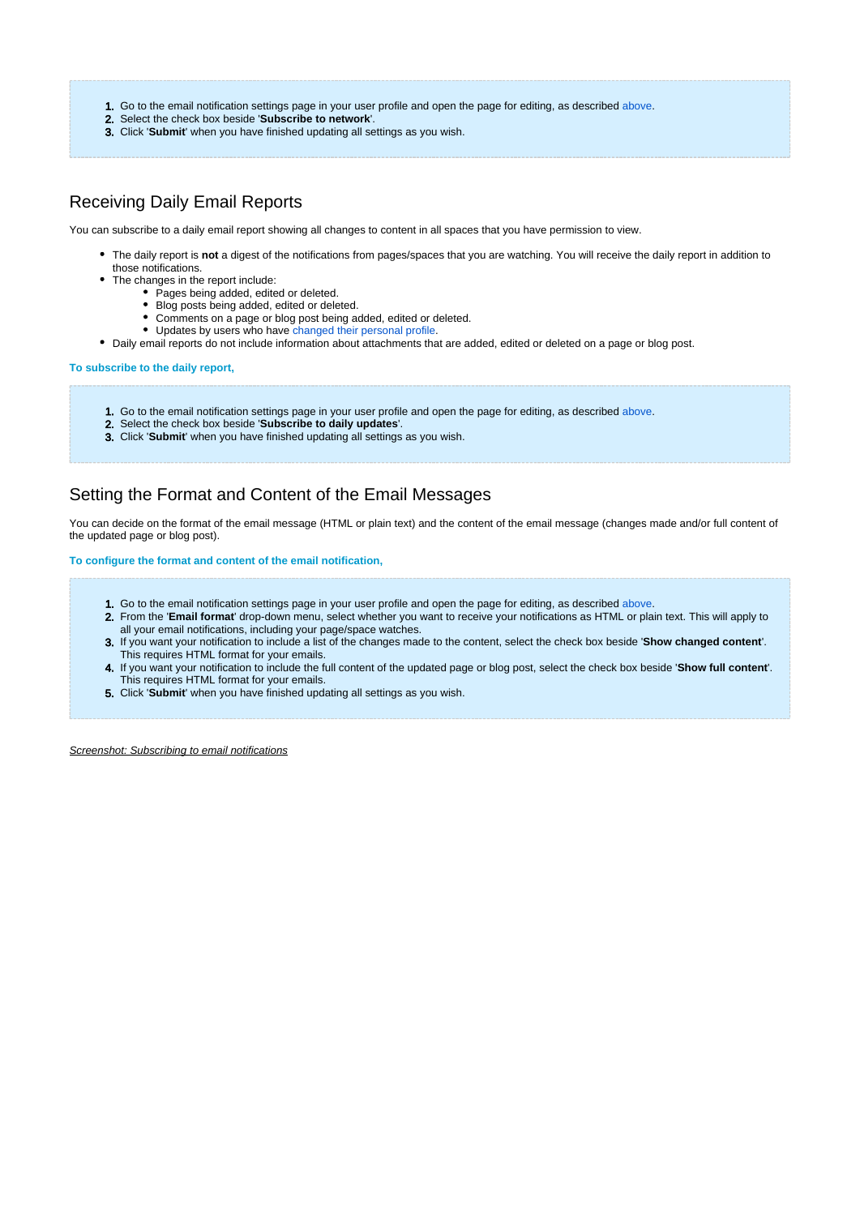1. Go to the email notification settings page in your user profile and open the page for editing, as described above.
2. Select the check box beside '**Subscribe to network**'.
3. Click '**Submit**' when you have finished updating all settings as you wish.

## Receiving Daily Email Reports

You can subscribe to a daily email report showing all changes to content in all spaces that you have permission to view.

- The daily report is **not** a digest of the notifications from pages/spaces that you are watching. You will receive the daily report in addition to those notifications.
- The changes in the report include:
  - Pages being added, edited or deleted.
  - Blog posts being added, edited or deleted.
  - Comments on a page or blog post being added, edited or deleted.
  - Updates by users who have changed their personal profile.
- Daily email reports do not include information about attachments that are added, edited or deleted on a page or blog post.

**To subscribe to the daily report,**

1. Go to the email notification settings page in your user profile and open the page for editing, as described above.
2. Select the check box beside '**Subscribe to daily updates**'.
3. Click '**Submit**' when you have finished updating all settings as you wish.

## Setting the Format and Content of the Email Messages

You can decide on the format of the email message (HTML or plain text) and the content of the email message (changes made and/or full content of the updated page or blog post).

**To configure the format and content of the email notification,**

1. Go to the email notification settings page in your user profile and open the page for editing, as described above.
2. From the '**Email format**' drop-down menu, select whether you want to receive your notifications as HTML or plain text. This will apply to all your email notifications, including your page/space watches.
3. If you want your notification to include a list of the changes made to the content, select the check box beside '**Show changed content**'. This requires HTML format for your emails.
4. If you want your notification to include the full content of the updated page or blog post, select the check box beside '**Show full content**'. This requires HTML format for your emails.
5. Click '**Submit**' when you have finished updating all settings as you wish.

*Screenshot: Subscribing to email notifications*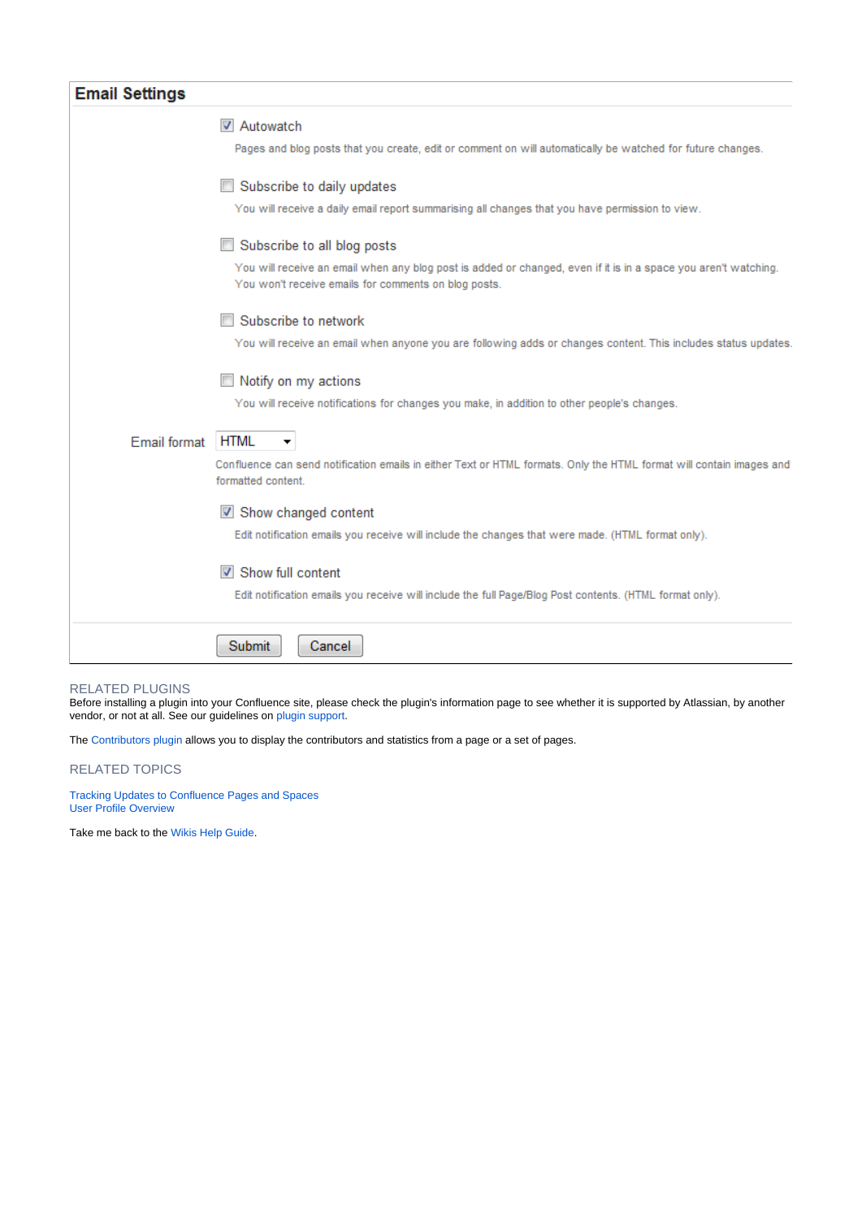## Email Settings

- [x] Autowatch

  Pages and blog posts that you create, edit or comment on will automatically be watched for future changes.

- [ ] Subscribe to daily updates

  You will receive a daily email report summarising all changes that you have permission to view.

- [ ] Subscribe to all blog posts

  You will receive an email when any blog post is added or changed, even if it is in a space you aren't watching. You won't receive emails for comments on blog posts.

- [ ] Subscribe to network

  You will receive an email when anyone you are following adds or changes content. This includes status updates.

- [ ] Notify on my actions

  You will receive notifications for changes you make, in addition to other people's changes.

Email format: HTML

Confluence can send notification emails in either Text or HTML formats. Only the HTML format will contain images and formatted content.

- [x] Show changed content

  Edit notification emails you receive will include the changes that were made. (HTML format only).

- [x] Show full content

  Edit notification emails you receive will include the full Page/Blog Post contents. (HTML format only).

Submit | Cancel

### RELATED PLUGINS

Before installing a plugin into your Confluence site, please check the plugin's information page to see whether it is supported by Atlassian, by another vendor, or not at all. See our guidelines on plugin support.

The Contributors plugin allows you to display the contributors and statistics from a page or a set of pages.

### RELATED TOPICS

Tracking Updates to Confluence Pages and Spaces
User Profile Overview

Take me back to the Wikis Help Guide.